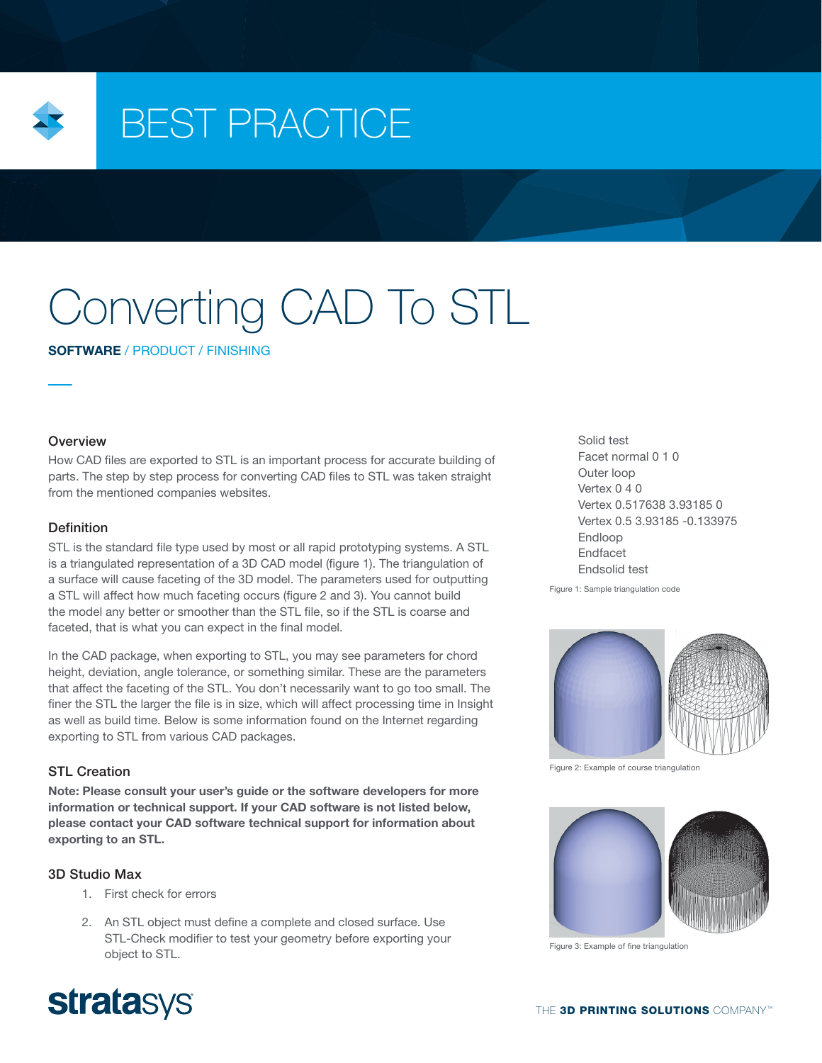# BEST PRACTICE

# Converting CAD To STL

**SOFTWARE** / PRODUCT / FINISHING

## Overview

How CAD files are exported to STL is an important process for accurate building of parts. The step by step process for converting CAD files to STL was taken straight from the mentioned companies websites.

## Definition

STL is the standard file type used by most or all rapid prototyping systems. A STL is a triangulated representation of a 3D CAD model (figure 1). The triangulation of a surface will cause faceting of the 3D model. The parameters used for outputting a STL will affect how much faceting occurs (figure 2 and 3). You cannot build the model any better or smoother than the STL file, so if the STL is coarse and faceted, that is what you can expect in the final model.

In the CAD package, when exporting to STL, you may see parameters for chord height, deviation, angle tolerance, or something similar. These are the parameters that affect the faceting of the STL. You don't necessarily want to go too small. The finer the STL the larger the file is in size, which will affect processing time in Insight as well as build time. Below is some information found on the Internet regarding exporting to STL from various CAD packages.

```
Solid test
Facet normal 0 1 0
Outer loop
Vertex 0 4 0
Vertex 0.517638 3.93185 0
Vertex 0.5 3.93185 -0.133975
Endloop
Endfacet
Endsolid test
```

Figure 1: Sample triangulation code

Figure 2: Example of course triangulation

Figure 3: Example of fine triangulation

## STL Creation

**Note: Please consult your user's guide or the software developers for more information or technical support. If your CAD software is not listed below, please contact your CAD software technical support for information about exporting to an STL.**

### 3D Studio Max

1. First check for errors
2. An STL object must define a complete and closed surface. Use STL-Check modifier to test your geometry before exporting your object to STL.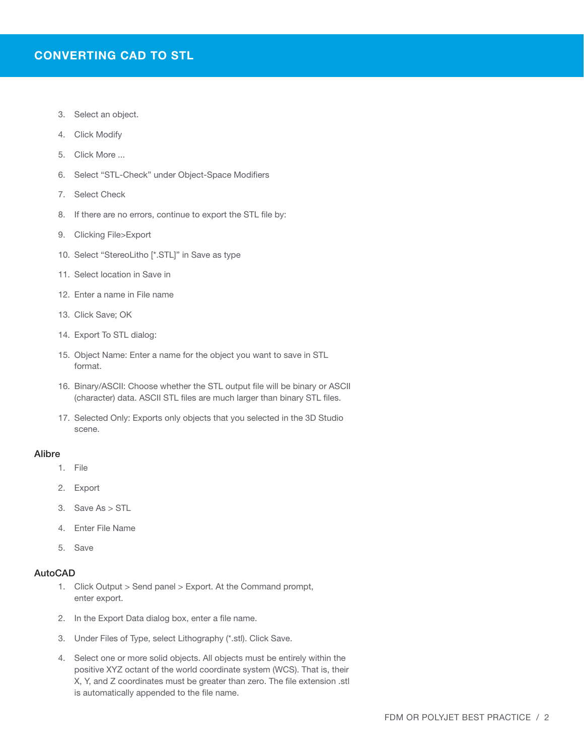## CONVERTING CAD TO STL

3. Select an object.
4. Click Modify
5. Click More ...
6. Select "STL-Check" under Object-Space Modifiers
7. Select Check
8. If there are no errors, continue to export the STL file by:
9. Clicking File>Export
10. Select "StereoLitho [*.STL]" in Save as type
11. Select location in Save in
12. Enter a name in File name
13. Click Save; OK
14. Export To STL dialog:
15. Object Name: Enter a name for the object you want to save in STL format.
16. Binary/ASCII: Choose whether the STL output file will be binary or ASCII (character) data. ASCII STL files are much larger than binary STL files.
17. Selected Only: Exports only objects that you selected in the 3D Studio scene.

### Alibre

1. File
2. Export
3. Save As > STL
4. Enter File Name
5. Save

### AutoCAD

1. Click Output > Send panel > Export. At the Command prompt, enter export.
2. In the Export Data dialog box, enter a file name.
3. Under Files of Type, select Lithography (*.stl). Click Save.
4. Select one or more solid objects. All objects must be entirely within the positive XYZ octant of the world coordinate system (WCS). That is, their X, Y, and Z coordinates must be greater than zero. The file extension .stl is automatically appended to the file name.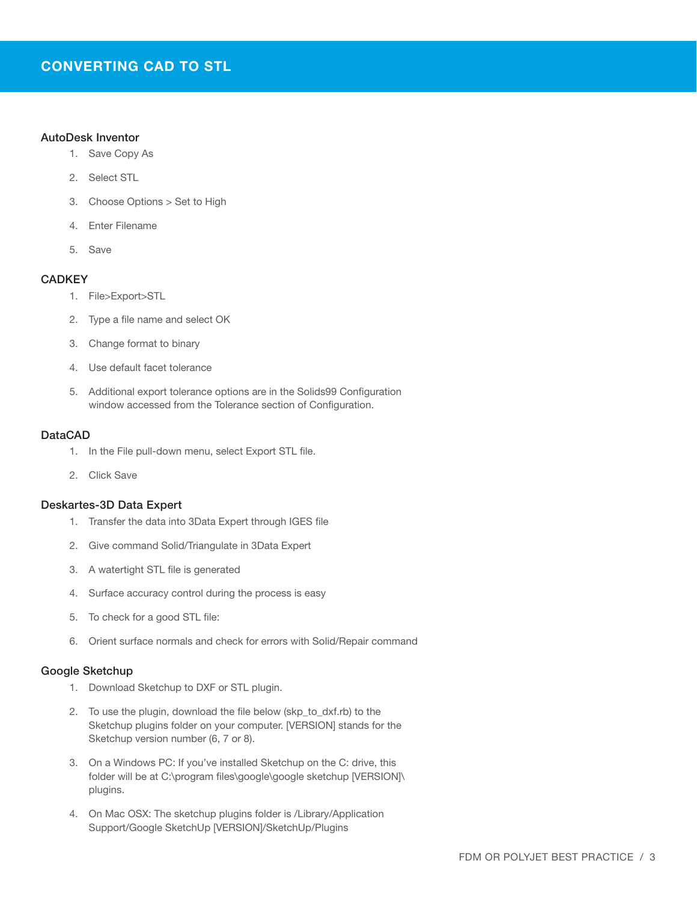# CONVERTING CAD TO STL

### AutoDesk Inventor

1. Save Copy As
2. Select STL
3. Choose Options > Set to High
4. Enter Filename
5. Save

### CADKEY

1. File>Export>STL
2. Type a file name and select OK
3. Change format to binary
4. Use default facet tolerance
5. Additional export tolerance options are in the Solids99 Configuration window accessed from the Tolerance section of Configuration.

### DataCAD

1. In the File pull-down menu, select Export STL file.
2. Click Save

### Deskartes-3D Data Expert

1. Transfer the data into 3Data Expert through IGES file
2. Give command Solid/Triangulate in 3Data Expert
3. A watertight STL file is generated
4. Surface accuracy control during the process is easy
5. To check for a good STL file:
6. Orient surface normals and check for errors with Solid/Repair command

### Google Sketchup

1. Download Sketchup to DXF or STL plugin.
2. To use the plugin, download the file below (skp_to_dxf.rb) to the Sketchup plugins folder on your computer. [VERSION] stands for the Sketchup version number (6, 7 or 8).
3. On a Windows PC: If you've installed Sketchup on the C: drive, this folder will be at C:\program files\google\google sketchup [VERSION]\plugins.
4. On Mac OSX: The sketchup plugins folder is /Library/Application Support/Google SketchUp [VERSION]/SketchUp/Plugins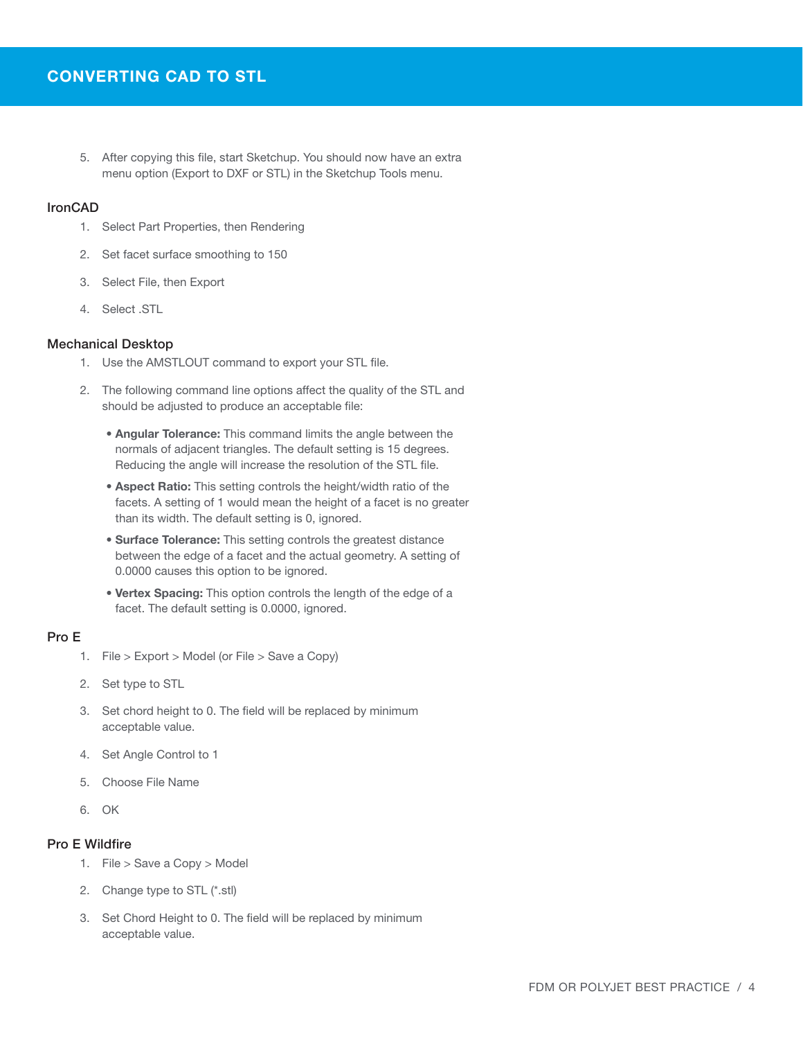# CONVERTING CAD TO STL

5. After copying this file, start Sketchup. You should now have an extra menu option (Export to DXF or STL) in the Sketchup Tools menu.

### IronCAD

1. Select Part Properties, then Rendering
2. Set facet surface smoothing to 150
3. Select File, then Export
4. Select .STL

### Mechanical Desktop

1. Use the AMSTLOUT command to export your STL file.
2. The following command line options affect the quality of the STL and should be adjusted to produce an acceptable file:
   - **Angular Tolerance:** This command limits the angle between the normals of adjacent triangles. The default setting is 15 degrees. Reducing the angle will increase the resolution of the STL file.
   - **Aspect Ratio:** This setting controls the height/width ratio of the facets. A setting of 1 would mean the height of a facet is no greater than its width. The default setting is 0, ignored.
   - **Surface Tolerance:** This setting controls the greatest distance between the edge of a facet and the actual geometry. A setting of 0.0000 causes this option to be ignored.
   - **Vertex Spacing:** This option controls the length of the edge of a facet. The default setting is 0.0000, ignored.

### Pro E

1. File > Export > Model (or File > Save a Copy)
2. Set type to STL
3. Set chord height to 0. The field will be replaced by minimum acceptable value.
4. Set Angle Control to 1
5. Choose File Name
6. OK

### Pro E Wildfire

1. File > Save a Copy > Model
2. Change type to STL (*.stl)
3. Set Chord Height to 0. The field will be replaced by minimum acceptable value.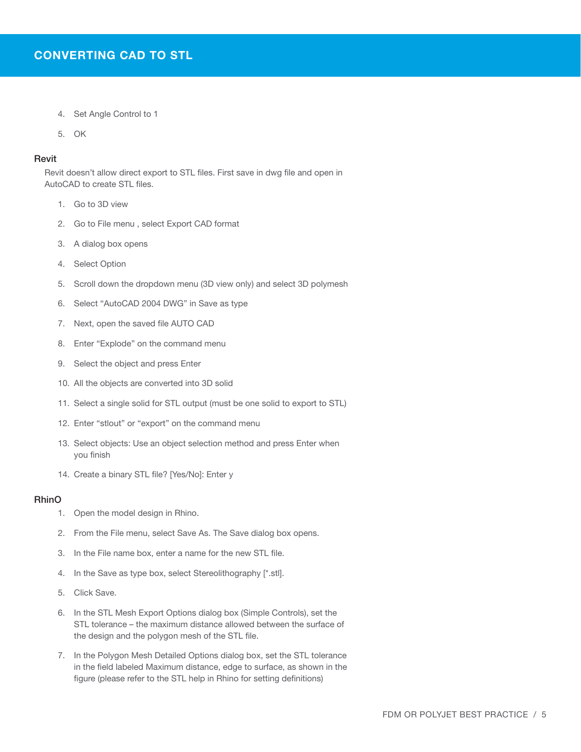## CONVERTING CAD TO STL

4. Set Angle Control to 1
5. OK

### Revit

Revit doesn't allow direct export to STL files. First save in dwg file and open in AutoCAD to create STL files.

1. Go to 3D view
2. Go to File menu , select Export CAD format
3. A dialog box opens
4. Select Option
5. Scroll down the dropdown menu (3D view only) and select 3D polymesh
6. Select "AutoCAD 2004 DWG" in Save as type
7. Next, open the saved file AUTO CAD
8. Enter "Explode" on the command menu
9. Select the object and press Enter
10. All the objects are converted into 3D solid
11. Select a single solid for STL output (must be one solid to export to STL)
12. Enter "stlout" or "export" on the command menu
13. Select objects: Use an object selection method and press Enter when you finish
14. Create a binary STL file? [Yes/No]: Enter y

### RhinO

1. Open the model design in Rhino.
2. From the File menu, select Save As. The Save dialog box opens.
3. In the File name box, enter a name for the new STL file.
4. In the Save as type box, select Stereolithography [*.stl].
5. Click Save.
6. In the STL Mesh Export Options dialog box (Simple Controls), set the STL tolerance – the maximum distance allowed between the surface of the design and the polygon mesh of the STL file.
7. In the Polygon Mesh Detailed Options dialog box, set the STL tolerance in the field labeled Maximum distance, edge to surface, as shown in the figure (please refer to the STL help in Rhino for setting definitions)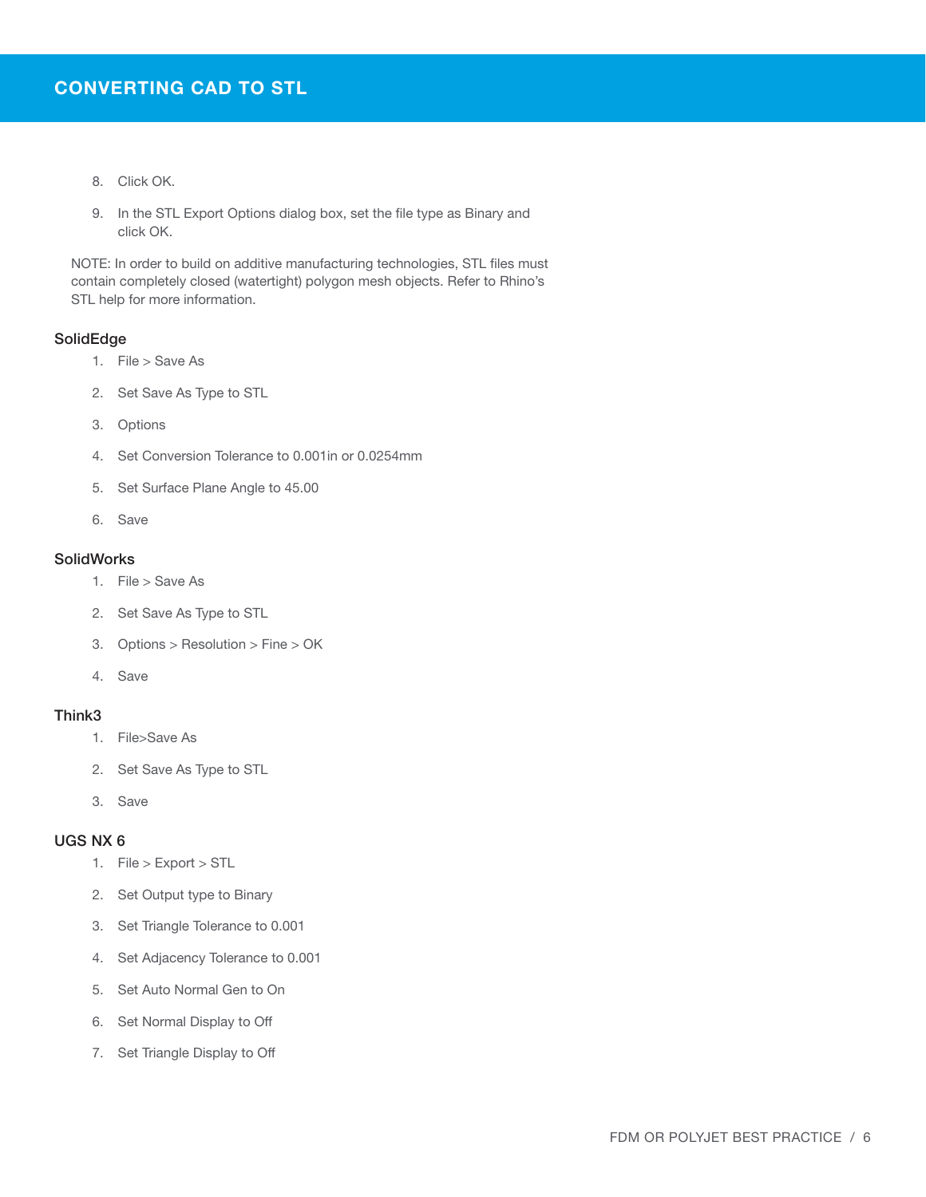# CONVERTING CAD TO STL

8. Click OK.

9. In the STL Export Options dialog box, set the file type as Binary and click OK.

NOTE: In order to build on additive manufacturing technologies, STL files must contain completely closed (watertight) polygon mesh objects. Refer to Rhino's STL help for more information.

### SolidEdge

1. File > Save As
2. Set Save As Type to STL
3. Options
4. Set Conversion Tolerance to 0.001in or 0.0254mm
5. Set Surface Plane Angle to 45.00
6. Save

### SolidWorks

1. File > Save As
2. Set Save As Type to STL
3. Options > Resolution > Fine > OK
4. Save

### Think3

1. File>Save As
2. Set Save As Type to STL
3. Save

### UGS NX 6

1. File > Export > STL
2. Set Output type to Binary
3. Set Triangle Tolerance to 0.001
4. Set Adjacency Tolerance to 0.001
5. Set Auto Normal Gen to On
6. Set Normal Display to Off
7. Set Triangle Display to Off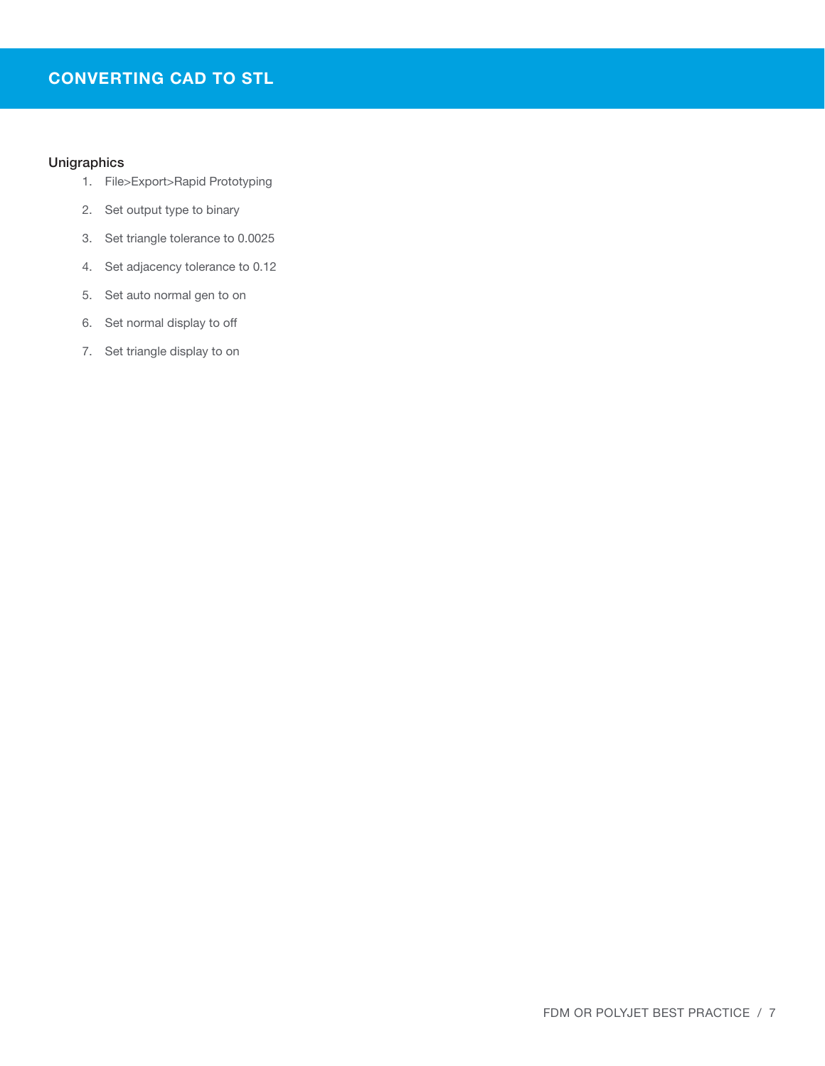# CONVERTING CAD TO STL

### Unigraphics

1. File>Export>Rapid Prototyping
2. Set output type to binary
3. Set triangle tolerance to 0.0025
4. Set adjacency tolerance to 0.12
5. Set auto normal gen to on
6. Set normal display to off
7. Set triangle display to on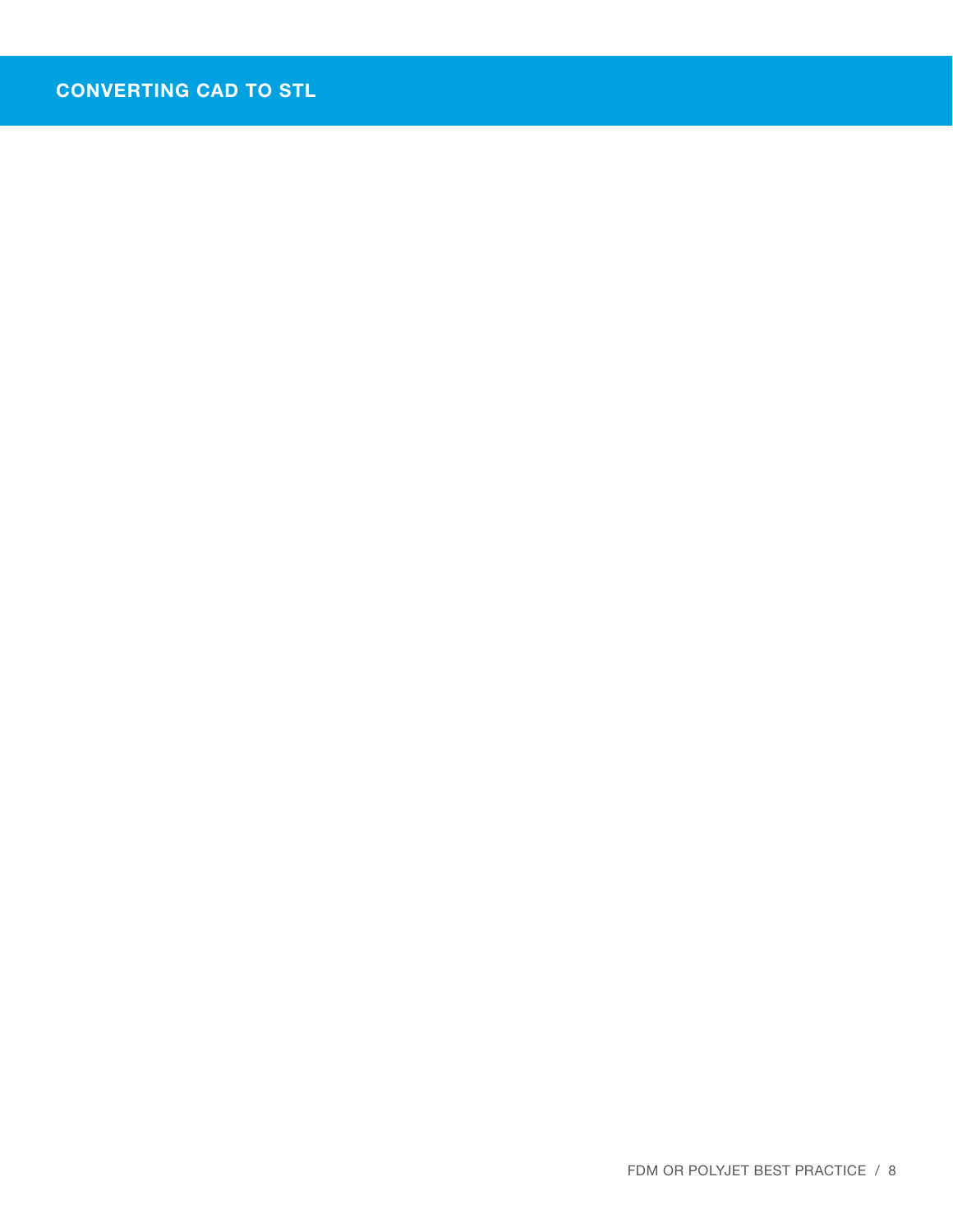## CONVERTING CAD TO STL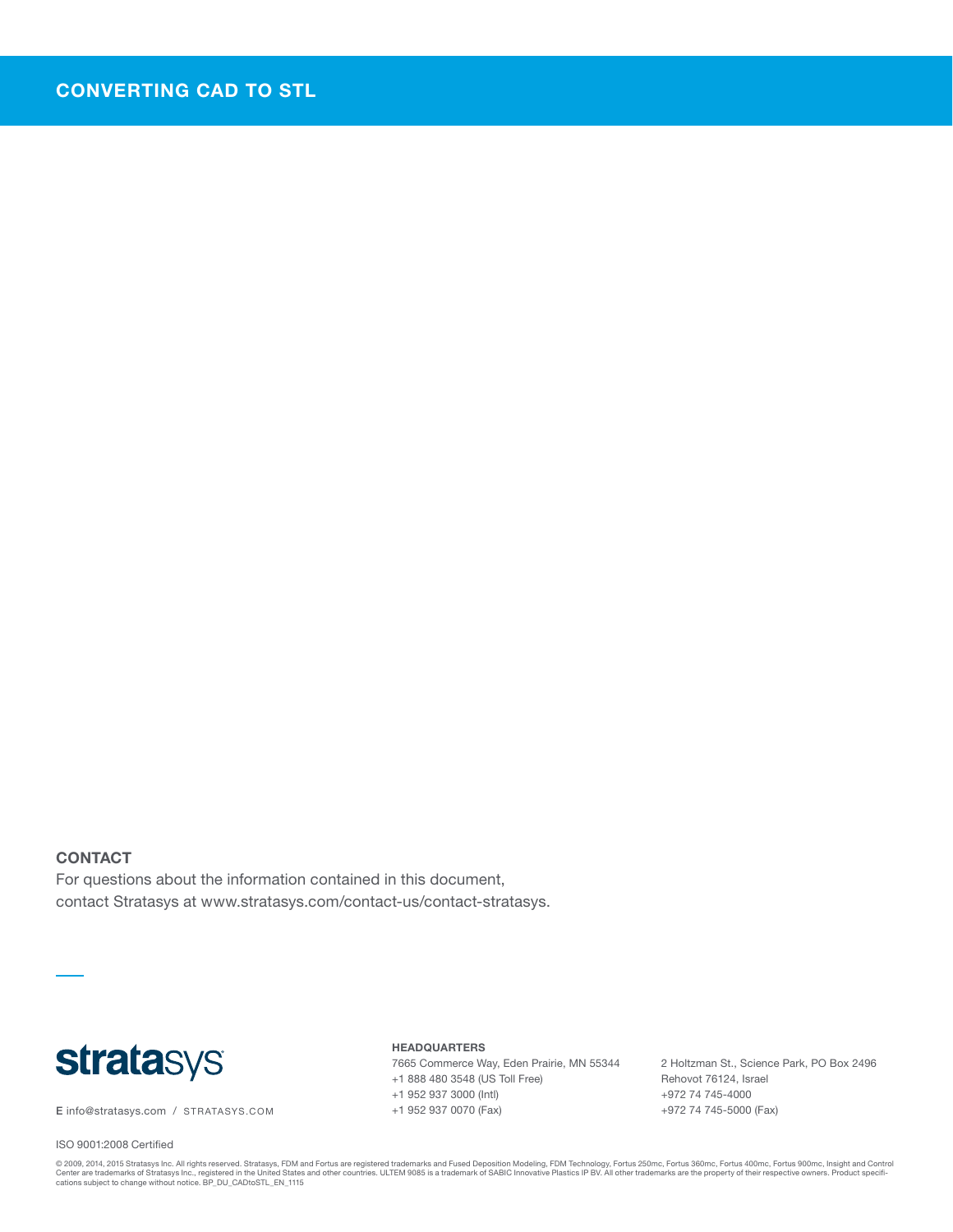## CONVERTING CAD TO STL

**CONTACT**

For questions about the information contained in this document, contact Stratasys at www.stratasys.com/contact-us/contact-stratasys.

stratasys

E info@stratasys.com / STRATASYS.COM

**HEADQUARTERS**

7665 Commerce Way, Eden Prairie, MN 55344
+1 888 480 3548 (US Toll Free)
+1 952 937 3000 (Intl)
+1 952 937 0070 (Fax)

2 Holtzman St., Science Park, PO Box 2496
Rehovot 76124, Israel
+972 74 745-4000
+972 74 745-5000 (Fax)

ISO 9001:2008 Certified

© 2009, 2014, 2015 Stratasys Inc. All rights reserved. Stratasys, FDM and Fortus are registered trademarks and Fused Deposition Modeling, FDM Technology, Fortus 250mc, Fortus 360mc, Fortus 400mc, Fortus 900mc, Insight and Control Center are trademarks of Stratasys Inc., registered in the United States and other countries. ULTEM 9085 is a trademark of SABIC Innovative Plastics IP BV. All other trademarks are the property of their respective owners. Product specifications subject to change without notice. BP_DU_CADtoSTL_EN_1115